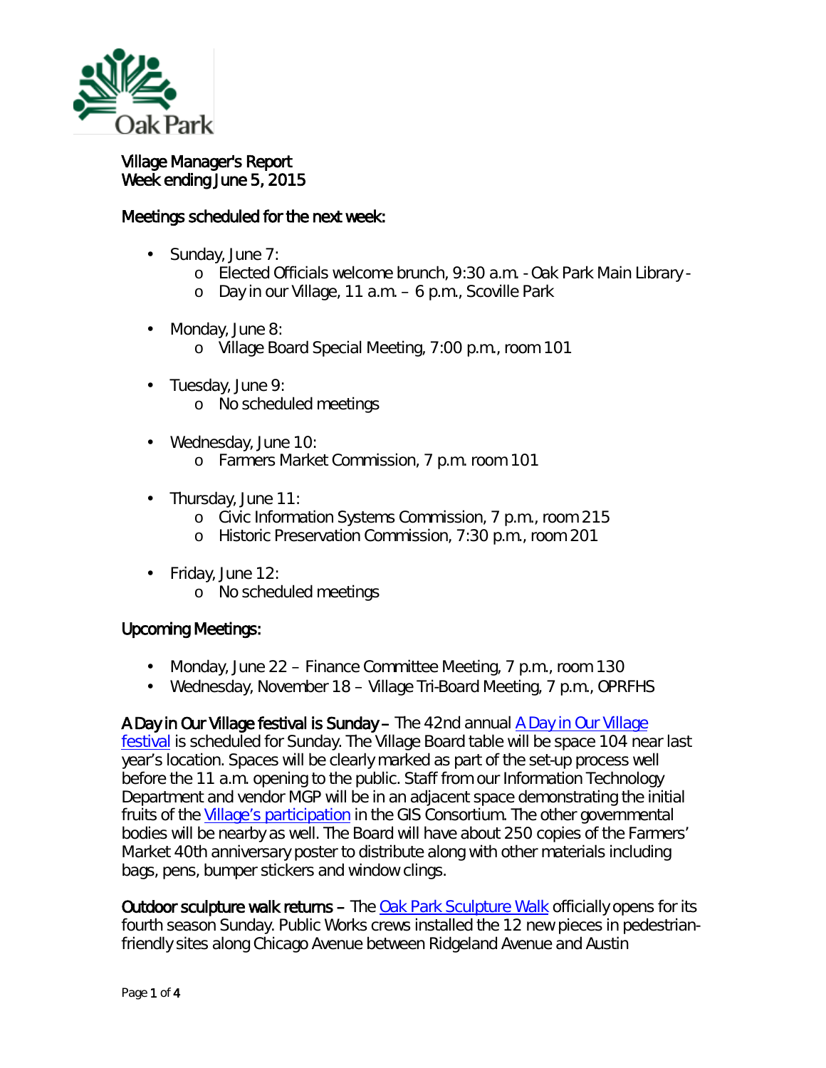Village Manager's Report
Week ending June 5, 2015

## Meetings scheduled for the next week:

- Sunday, June 7:
  - Elected Officials welcome brunch, 9:30 a.m. - Oak Park Main Library -
  - Day in our Village, 11 a.m. – 6 p.m., Scoville Park
- Monday, June 8:
  - Village Board Special Meeting, 7:00 p.m., room 101
- Tuesday, June 9:
  - No scheduled meetings
- Wednesday, June 10:
  - Farmers Market Commission, 7 p.m. room 101
- Thursday, June 11:
  - Civic Information Systems Commission, 7 p.m., room 215
  - Historic Preservation Commission, 7:30 p.m., room 201
- Friday, June 12:
  - No scheduled meetings

## Upcoming Meetings:

- Monday, June 22 – Finance Committee Meeting, 7 p.m., room 130
- Wednesday, November 18 – Village Tri-Board Meeting, 7 p.m., OPRFHS

**A Day in Our Village festival is Sunday –** The 42nd annual A Day in Our Village festival is scheduled for Sunday. The Village Board table will be space 104 near last year's location. Spaces will be clearly marked as part of the set-up process well before the 11 a.m. opening to the public. Staff from our Information Technology Department and vendor MGP will be in an adjacent space demonstrating the initial fruits of the Village's participation in the GIS Consortium. The other governmental bodies will be nearby as well. The Board will have about 250 copies of the Farmers' Market 40th anniversary poster to distribute along with other materials including bags, pens, bumper stickers and window clings.

**Outdoor sculpture walk returns –** The Oak Park Sculpture Walk officially opens for its fourth season Sunday. Public Works crews installed the 12 new pieces in pedestrian-friendly sites along Chicago Avenue between Ridgeland Avenue and Austin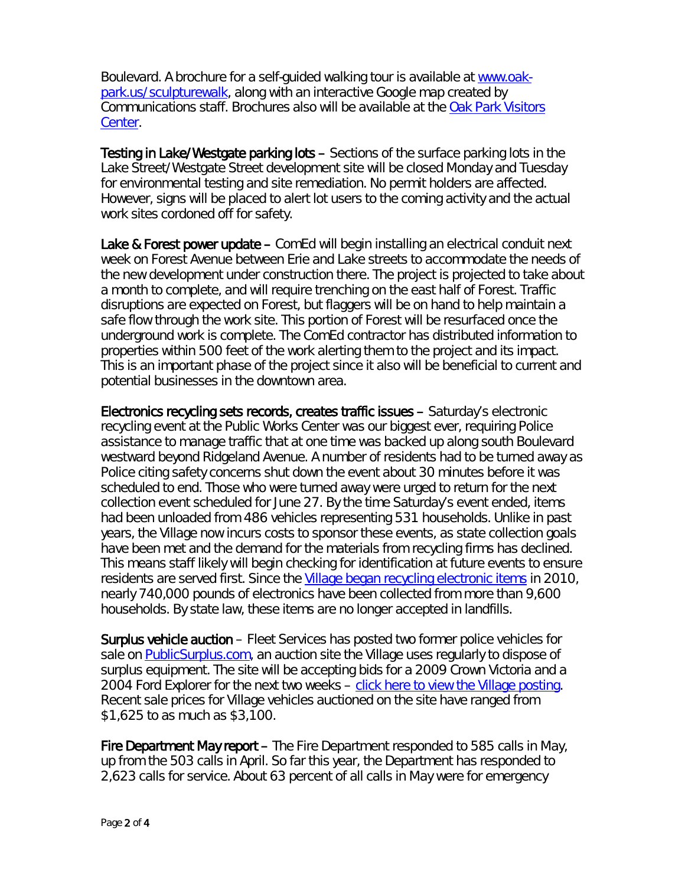Boulevard. A brochure for a self-guided walking tour is available at [www.oak-park.us/sculpturewalk](www.oak-park.us/sculpturewalk), along with an interactive Google map created by Communications staff. Brochures also will be available at the [Oak Park Visitors Center](#).

**Testing in Lake/Westgate parking lots** – Sections of the surface parking lots in the Lake Street/Westgate Street development site will be closed Monday and Tuesday for environmental testing and site remediation. No permit holders are affected. However, signs will be placed to alert lot users to the coming activity and the actual work sites cordoned off for safety.

**Lake & Forest power update** – ComEd will begin installing an electrical conduit next week on Forest Avenue between Erie and Lake streets to accommodate the needs of the new development under construction there. The project is projected to take about a month to complete, and will require trenching on the east half of Forest. Traffic disruptions are expected on Forest, but flaggers will be on hand to help maintain a safe flow through the work site. This portion of Forest will be resurfaced once the underground work is complete. The ComEd contractor has distributed information to properties within 500 feet of the work alerting them to the project and its impact. This is an important phase of the project since it also will be beneficial to current and potential businesses in the downtown area.

**Electronics recycling sets records, creates traffic issues** – Saturday's electronic recycling event at the Public Works Center was our biggest ever, requiring Police assistance to manage traffic that at one time was backed up along south Boulevard westward beyond Ridgeland Avenue. A number of residents had to be turned away as Police citing safety concerns shut down the event about 30 minutes before it was scheduled to end. Those who were turned away were urged to return for the next collection event scheduled for June 27. By the time Saturday's event ended, items had been unloaded from 486 vehicles representing 531 households. Unlike in past years, the Village now incurs costs to sponsor these events, as state collection goals have been met and the demand for the materials from recycling firms has declined. This means staff likely will begin checking for identification at future events to ensure residents are served first. Since the [Village began recycling electronic items](#) in 2010, nearly 740,000 pounds of electronics have been collected from more than 9,600 households. By state law, these items are no longer accepted in landfills.

**Surplus vehicle auction** – Fleet Services has posted two former police vehicles for sale on [PublicSurplus.com](#), an auction site the Village uses regularly to dispose of surplus equipment. The site will be accepting bids for a 2009 Crown Victoria and a 2004 Ford Explorer for the next two weeks – [click here to view the Village posting](#). Recent sale prices for Village vehicles auctioned on the site have ranged from $1,625 to as much as $3,100.

**Fire Department May report** – The Fire Department responded to 585 calls in May, up from the 503 calls in April. So far this year, the Department has responded to 2,623 calls for service. About 63 percent of all calls in May were for emergency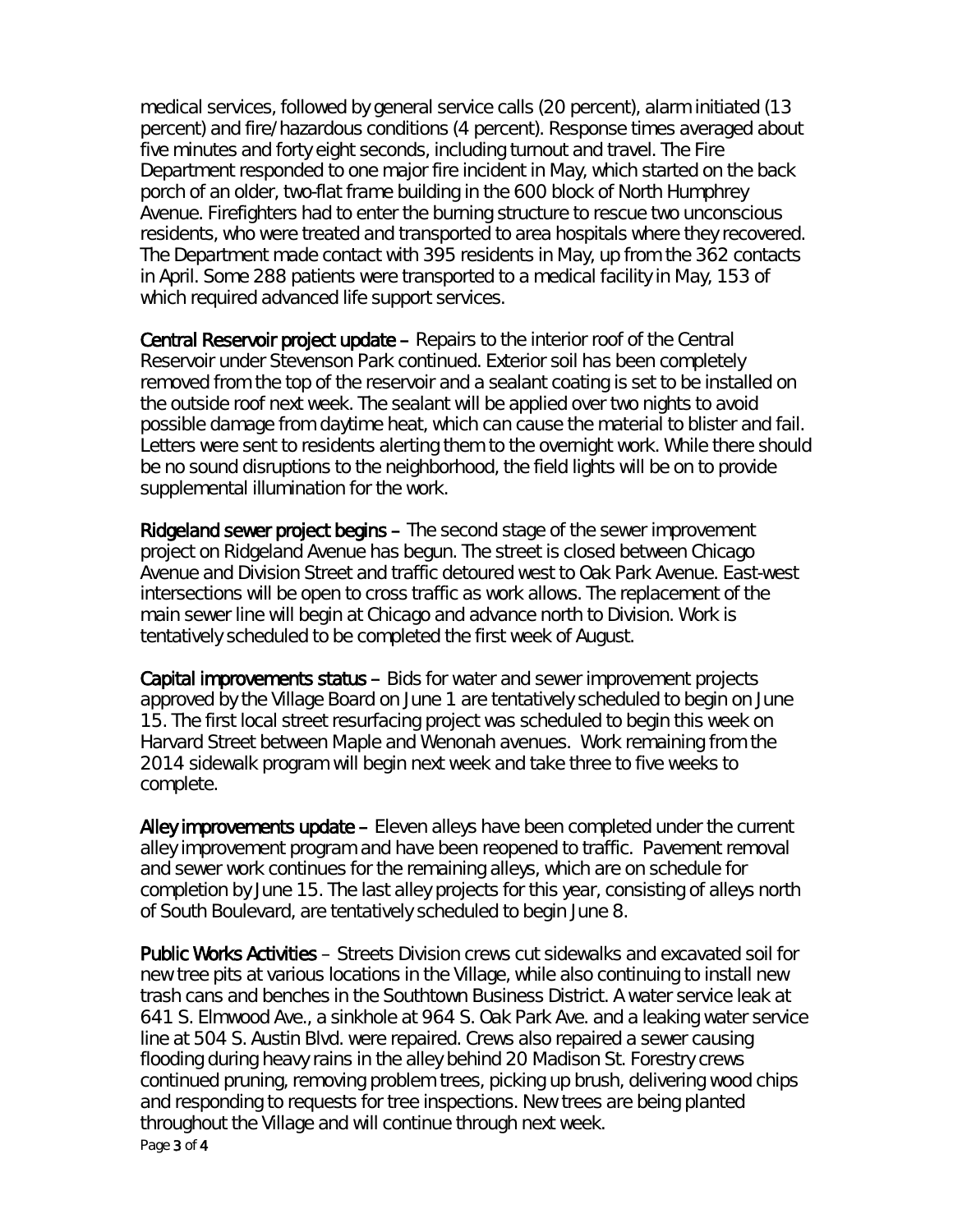medical services, followed by general service calls (20 percent), alarm initiated (13 percent) and fire/hazardous conditions (4 percent). Response times averaged about five minutes and forty eight seconds, including turnout and travel. The Fire Department responded to one major fire incident in May, which started on the back porch of an older, two-flat frame building in the 600 block of North Humphrey Avenue. Firefighters had to enter the burning structure to rescue two unconscious residents, who were treated and transported to area hospitals where they recovered. The Department made contact with 395 residents in May, up from the 362 contacts in April. Some 288 patients were transported to a medical facility in May, 153 of which required advanced life support services.

**Central Reservoir project update** – Repairs to the interior roof of the Central Reservoir under Stevenson Park continued. Exterior soil has been completely removed from the top of the reservoir and a sealant coating is set to be installed on the outside roof next week. The sealant will be applied over two nights to avoid possible damage from daytime heat, which can cause the material to blister and fail. Letters were sent to residents alerting them to the overnight work. While there should be no sound disruptions to the neighborhood, the field lights will be on to provide supplemental illumination for the work.

**Ridgeland sewer project begins** – The second stage of the sewer improvement project on Ridgeland Avenue has begun. The street is closed between Chicago Avenue and Division Street and traffic detoured west to Oak Park Avenue. East-west intersections will be open to cross traffic as work allows. The replacement of the main sewer line will begin at Chicago and advance north to Division. Work is tentatively scheduled to be completed the first week of August.

**Capital improvements status** – Bids for water and sewer improvement projects approved by the Village Board on June 1 are tentatively scheduled to begin on June 15. The first local street resurfacing project was scheduled to begin this week on Harvard Street between Maple and Wenonah avenues. Work remaining from the 2014 sidewalk program will begin next week and take three to five weeks to complete.

**Alley improvements update** – Eleven alleys have been completed under the current alley improvement program and have been reopened to traffic. Pavement removal and sewer work continues for the remaining alleys, which are on schedule for completion by June 15. The last alley projects for this year, consisting of alleys north of South Boulevard, are tentatively scheduled to begin June 8.

**Public Works Activities** – Streets Division crews cut sidewalks and excavated soil for new tree pits at various locations in the Village, while also continuing to install new trash cans and benches in the Southtown Business District. A water service leak at 641 S. Elmwood Ave., a sinkhole at 964 S. Oak Park Ave. and a leaking water service line at 504 S. Austin Blvd. were repaired. Crews also repaired a sewer causing flooding during heavy rains in the alley behind 20 Madison St. Forestry crews continued pruning, removing problem trees, picking up brush, delivering wood chips and responding to requests for tree inspections. New trees are being planted throughout the Village and will continue through next week.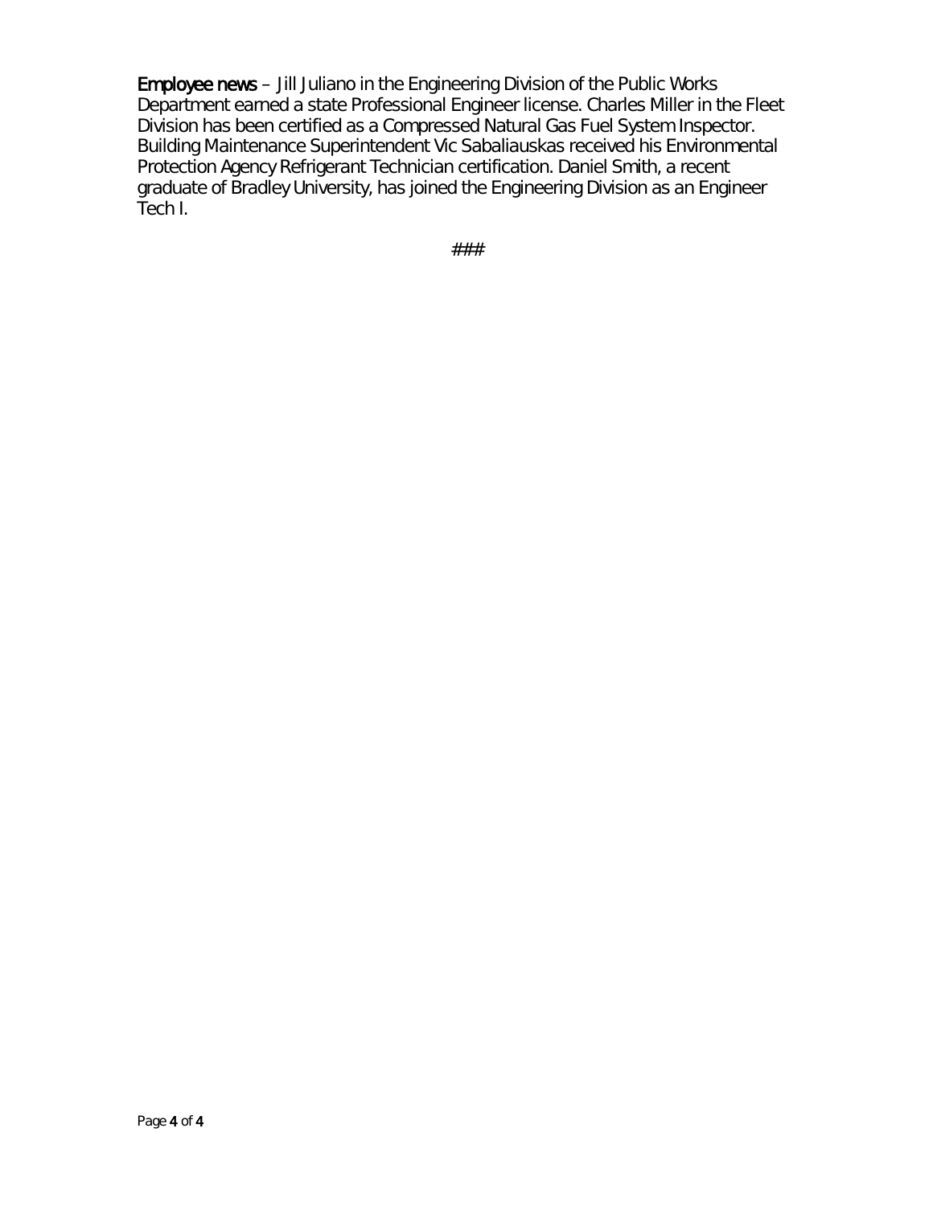**Employee news** – Jill Juliano in the Engineering Division of the Public Works Department earned a state Professional Engineer license. Charles Miller in the Fleet Division has been certified as a Compressed Natural Gas Fuel System Inspector. Building Maintenance Superintendent Vic Sabaliauskas received his Environmental Protection Agency Refrigerant Technician certification. Daniel Smith, a recent graduate of Bradley University, has joined the Engineering Division as an Engineer Tech I.

###